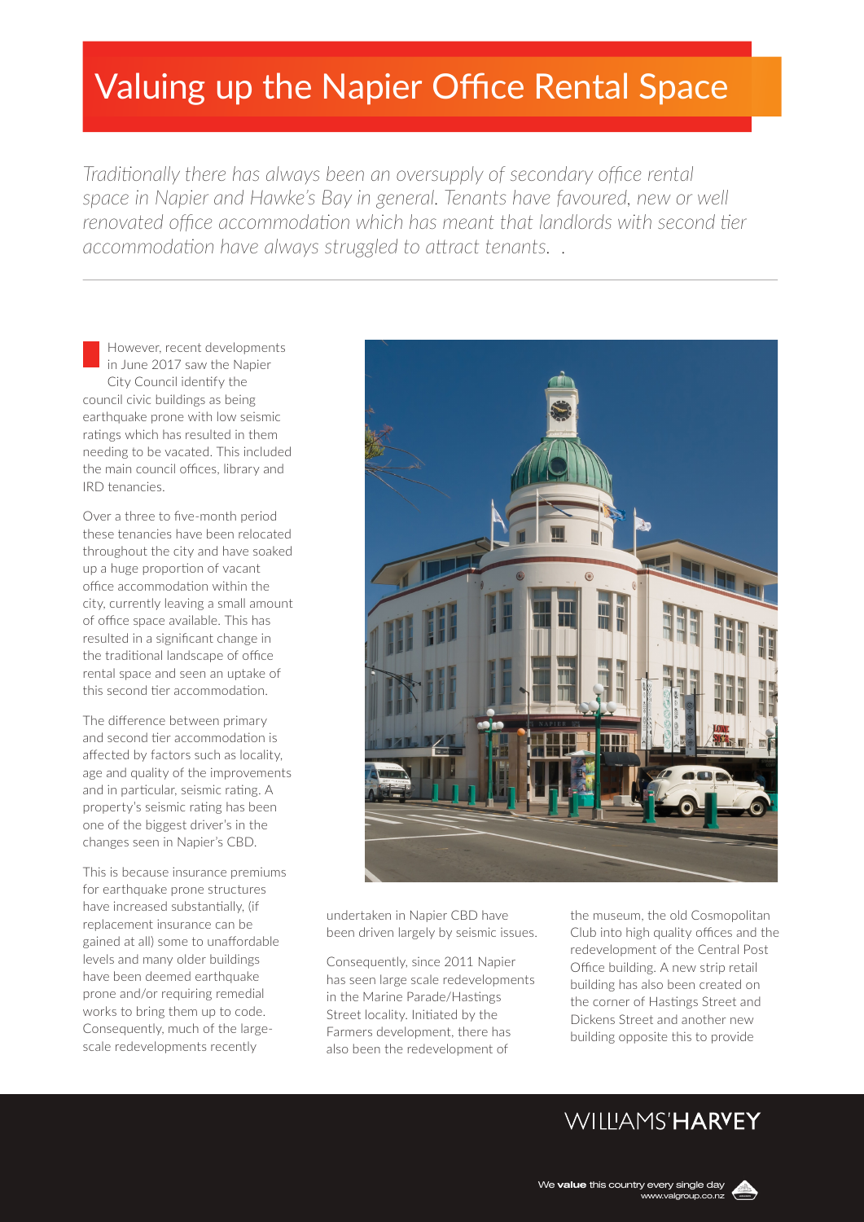# Valuing up the Napier Office Rental Space

*Traditionally there has always been an oversupply of secondary office rental space in Napier and Hawke's Bay in general. Tenants have favoured, new or well renovated office accommodation which has meant that landlords with second tier accommodation have always struggled to attract tenants. .*

---

However, recent developments in June 2017 saw the Napier City Council identify the council civic buildings as being earthquake prone with low seismic ratings which has resulted in them needing to be vacated. This included the main council offices, library and IRD tenancies.

Over a three to five-month period these tenancies have been relocated throughout the city and have soaked up a huge proportion of vacant office accommodation within the city, currently leaving a small amount of office space available. This has resulted in a significant change in the traditional landscape of office rental space and seen an uptake of this second tier accommodation.

The difference between primary and second tier accommodation is affected by factors such as locality, age and quality of the improvements and in particular, seismic rating. A property's seismic rating has been one of the biggest driver's in the changes seen in Napier's CBD.

This is because insurance premiums for earthquake prone structures have increased substantially, (if replacement insurance can be gained at all) some to unaffordable levels and many older buildings have been deemed earthquake prone and/or requiring remedial works to bring them up to code. Consequently, much of the large-scale redevelopments recently undertaken in Napier CBD have been driven largely by seismic issues.

Consequently, since 2011 Napier has seen large scale redevelopments in the Marine Parade/Hastings Street locality. Initiated by the Farmers development, there has also been the redevelopment of the museum, the old Cosmopolitan Club into high quality offices and the redevelopment of the Central Post Office building. A new strip retail building has also been created on the corner of Hastings Street and Dickens Street and another new building opposite this to provide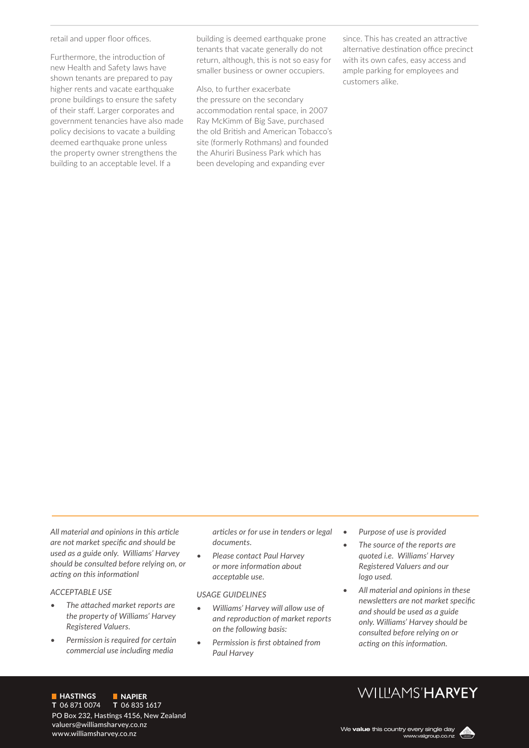retail and upper floor offices.

Furthermore, the introduction of new Health and Safety laws have shown tenants are prepared to pay higher rents and vacate earthquake prone buildings to ensure the safety of their staff. Larger corporates and government tenancies have also made policy decisions to vacate a building deemed earthquake prone unless the property owner strengthens the building to an acceptable level. If a building is deemed earthquake prone tenants that vacate generally do not return, although, this is not so easy for smaller business or owner occupiers.

Also, to further exacerbate the pressure on the secondary accommodation rental space, in 2007 Ray McKimm of Big Save, purchased the old British and American Tobacco's site (formerly Rothmans) and founded the Ahuriri Business Park which has been developing and expanding ever since. This has created an attractive alternative destination office precinct with its own cafes, easy access and ample parking for employees and customers alike.

---

*All material and opinions in this article are not market specific and should be used as a guide only. Williams' Harvey should be consulted before relying on, or acting on this informationl*

*ACCEPTABLE USE*

- *The attached market reports are the property of Williams' Harvey Registered Valuers.*
- *Permission is required for certain commercial use including media articles or for use in tenders or legal documents.*
- *Please contact Paul Harvey or more information about acceptable use.*

*USAGE GUIDELINES*

- *Williams' Harvey will allow use of and reproduction of market reports on the following basis:*
- *Permission is first obtained from Paul Harvey*
- *Purpose of use is provided*
- *The source of the reports are quoted i.e. Williams' Harvey Registered Valuers and our logo used.*
- *All material and opinions in these newsletters are not market specific and should be used as a guide only. Williams' Harvey should be consulted before relying on or acting on this information.*

**HASTINGS** **T** 06 871 0074 **NAPIER** **T** 06 835 1617

PO Box 232, Hastings 4156, New Zealand
valuers@williamsharvey.co.nz
www.williamsharvey.co.nz

WILLIAMS'HARVEY

We **value** this country every single day
www.valgroup.co.nz